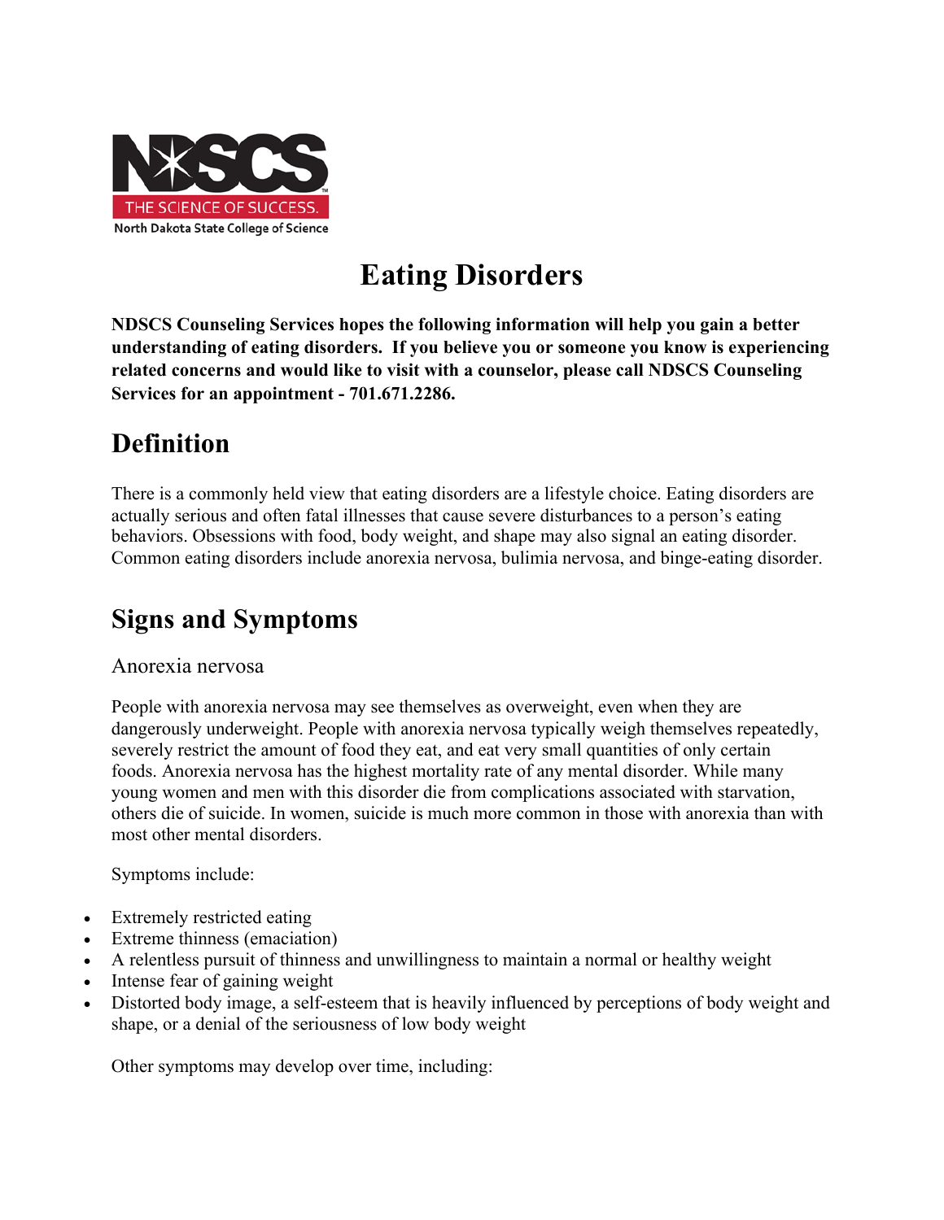# Eating Disorders

**NDSCS Counseling Services hopes the following information will help you gain a better understanding of eating disorders. If you believe you or someone you know is experiencing related concerns and would like to visit with a counselor, please call NDSCS Counseling Services for an appointment - 701.671.2286.**

## Definition

There is a commonly held view that eating disorders are a lifestyle choice. Eating disorders are actually serious and often fatal illnesses that cause severe disturbances to a person's eating behaviors. Obsessions with food, body weight, and shape may also signal an eating disorder. Common eating disorders include anorexia nervosa, bulimia nervosa, and binge-eating disorder.

## Signs and Symptoms

### Anorexia nervosa

People with anorexia nervosa may see themselves as overweight, even when they are dangerously underweight. People with anorexia nervosa typically weigh themselves repeatedly, severely restrict the amount of food they eat, and eat very small quantities of only certain foods. Anorexia nervosa has the highest mortality rate of any mental disorder. While many young women and men with this disorder die from complications associated with starvation, others die of suicide. In women, suicide is much more common in those with anorexia than with most other mental disorders.

Symptoms include:

- Extremely restricted eating
- Extreme thinness (emaciation)
- A relentless pursuit of thinness and unwillingness to maintain a normal or healthy weight
- Intense fear of gaining weight
- Distorted body image, a self-esteem that is heavily influenced by perceptions of body weight and shape, or a denial of the seriousness of low body weight

Other symptoms may develop over time, including: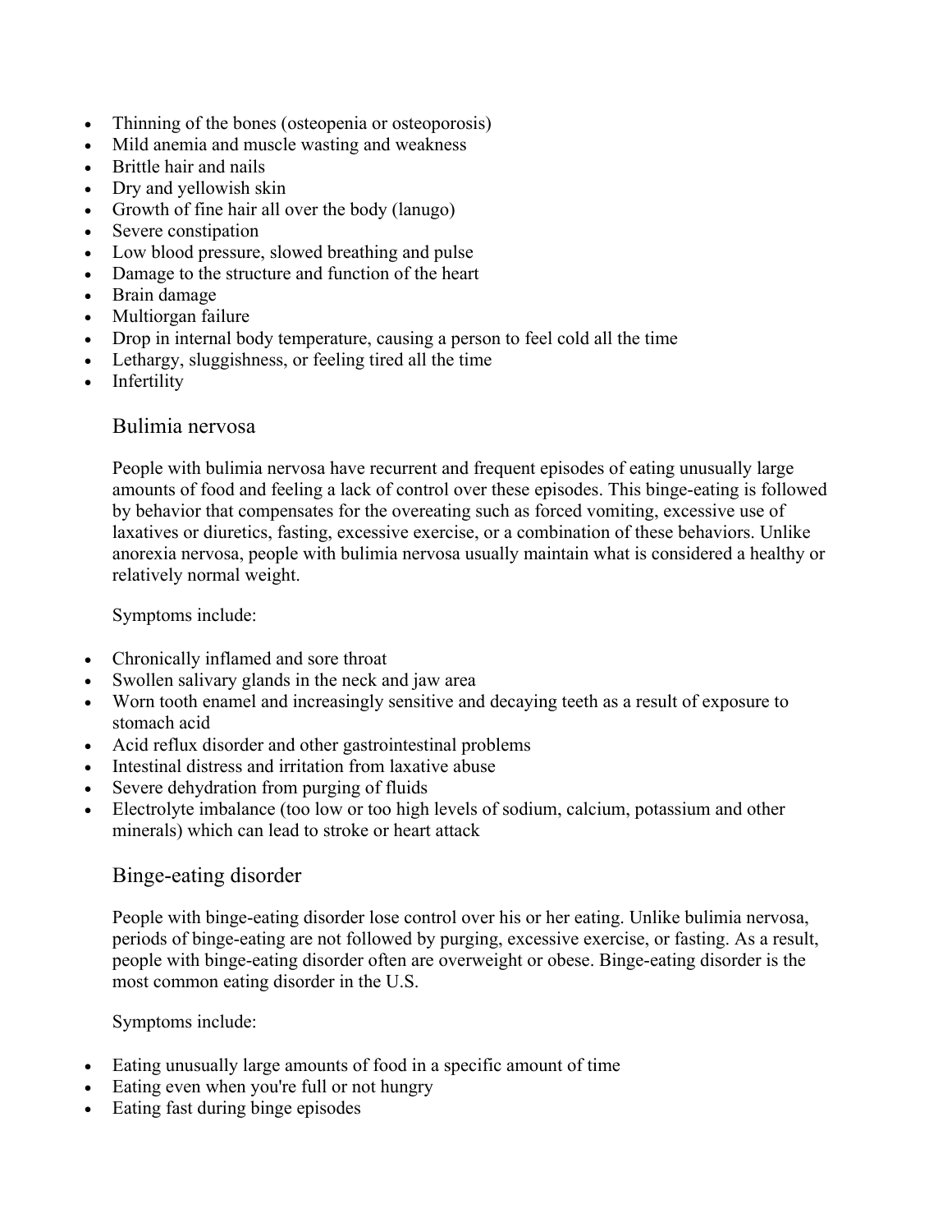- Thinning of the bones (osteopenia or osteoporosis)
- Mild anemia and muscle wasting and weakness
- Brittle hair and nails
- Dry and yellowish skin
- Growth of fine hair all over the body (lanugo)
- Severe constipation
- Low blood pressure, slowed breathing and pulse
- Damage to the structure and function of the heart
- Brain damage
- Multiorgan failure
- Drop in internal body temperature, causing a person to feel cold all the time
- Lethargy, sluggishness, or feeling tired all the time
- Infertility

### Bulimia nervosa

People with bulimia nervosa have recurrent and frequent episodes of eating unusually large amounts of food and feeling a lack of control over these episodes. This binge-eating is followed by behavior that compensates for the overeating such as forced vomiting, excessive use of laxatives or diuretics, fasting, excessive exercise, or a combination of these behaviors. Unlike anorexia nervosa, people with bulimia nervosa usually maintain what is considered a healthy or relatively normal weight.

Symptoms include:

- Chronically inflamed and sore throat
- Swollen salivary glands in the neck and jaw area
- Worn tooth enamel and increasingly sensitive and decaying teeth as a result of exposure to stomach acid
- Acid reflux disorder and other gastrointestinal problems
- Intestinal distress and irritation from laxative abuse
- Severe dehydration from purging of fluids
- Electrolyte imbalance (too low or too high levels of sodium, calcium, potassium and other minerals) which can lead to stroke or heart attack

### Binge-eating disorder

People with binge-eating disorder lose control over his or her eating. Unlike bulimia nervosa, periods of binge-eating are not followed by purging, excessive exercise, or fasting. As a result, people with binge-eating disorder often are overweight or obese. Binge-eating disorder is the most common eating disorder in the U.S.

Symptoms include:

- Eating unusually large amounts of food in a specific amount of time
- Eating even when you're full or not hungry
- Eating fast during binge episodes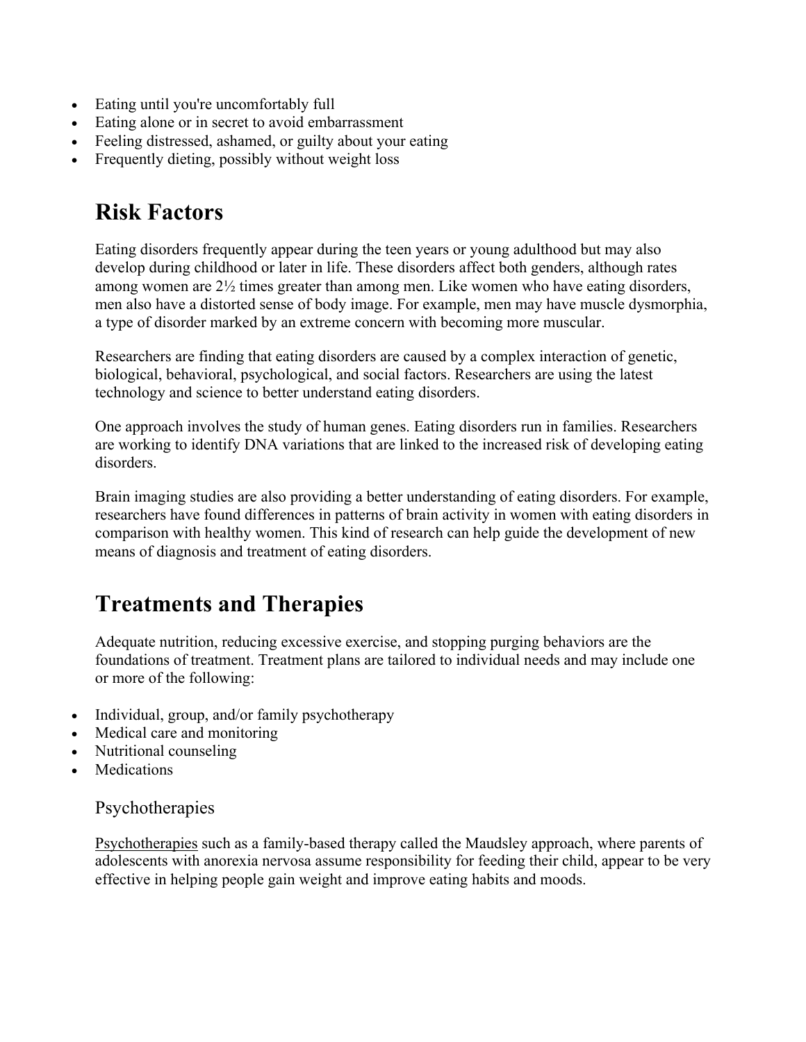- Eating until you're uncomfortably full
- Eating alone or in secret to avoid embarrassment
- Feeling distressed, ashamed, or guilty about your eating
- Frequently dieting, possibly without weight loss

## Risk Factors

Eating disorders frequently appear during the teen years or young adulthood but may also develop during childhood or later in life. These disorders affect both genders, although rates among women are 2½ times greater than among men. Like women who have eating disorders, men also have a distorted sense of body image. For example, men may have muscle dysmorphia, a type of disorder marked by an extreme concern with becoming more muscular.

Researchers are finding that eating disorders are caused by a complex interaction of genetic, biological, behavioral, psychological, and social factors. Researchers are using the latest technology and science to better understand eating disorders.

One approach involves the study of human genes. Eating disorders run in families. Researchers are working to identify DNA variations that are linked to the increased risk of developing eating disorders.

Brain imaging studies are also providing a better understanding of eating disorders. For example, researchers have found differences in patterns of brain activity in women with eating disorders in comparison with healthy women. This kind of research can help guide the development of new means of diagnosis and treatment of eating disorders.

## Treatments and Therapies

Adequate nutrition, reducing excessive exercise, and stopping purging behaviors are the foundations of treatment. Treatment plans are tailored to individual needs and may include one or more of the following:

- Individual, group, and/or family psychotherapy
- Medical care and monitoring
- Nutritional counseling
- Medications

### Psychotherapies

Psychotherapies such as a family-based therapy called the Maudsley approach, where parents of adolescents with anorexia nervosa assume responsibility for feeding their child, appear to be very effective in helping people gain weight and improve eating habits and moods.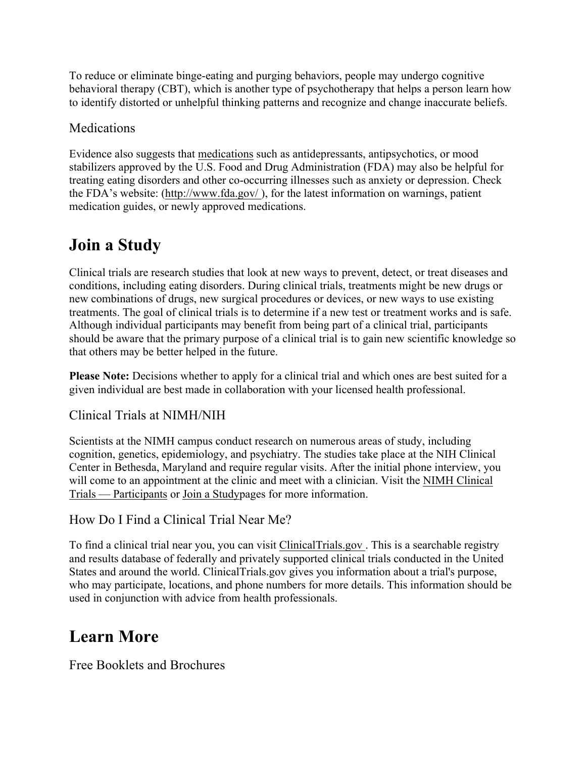To reduce or eliminate binge-eating and purging behaviors, people may undergo cognitive behavioral therapy (CBT), which is another type of psychotherapy that helps a person learn how to identify distorted or unhelpful thinking patterns and recognize and change inaccurate beliefs.

### Medications

Evidence also suggests that medications such as antidepressants, antipsychotics, or mood stabilizers approved by the U.S. Food and Drug Administration (FDA) may also be helpful for treating eating disorders and other co-occurring illnesses such as anxiety or depression. Check the FDA's website: (http://www.fda.gov/ ), for the latest information on warnings, patient medication guides, or newly approved medications.

## Join a Study

Clinical trials are research studies that look at new ways to prevent, detect, or treat diseases and conditions, including eating disorders. During clinical trials, treatments might be new drugs or new combinations of drugs, new surgical procedures or devices, or new ways to use existing treatments. The goal of clinical trials is to determine if a new test or treatment works and is safe. Although individual participants may benefit from being part of a clinical trial, participants should be aware that the primary purpose of a clinical trial is to gain new scientific knowledge so that others may be better helped in the future.

**Please Note:** Decisions whether to apply for a clinical trial and which ones are best suited for a given individual are best made in collaboration with your licensed health professional.

### Clinical Trials at NIMH/NIH

Scientists at the NIMH campus conduct research on numerous areas of study, including cognition, genetics, epidemiology, and psychiatry. The studies take place at the NIH Clinical Center in Bethesda, Maryland and require regular visits. After the initial phone interview, you will come to an appointment at the clinic and meet with a clinician. Visit the NIMH Clinical Trials — Participants or Join a Studypages for more information.

### How Do I Find a Clinical Trial Near Me?

To find a clinical trial near you, you can visit ClinicalTrials.gov . This is a searchable registry and results database of federally and privately supported clinical trials conducted in the United States and around the world. ClinicalTrials.gov gives you information about a trial's purpose, who may participate, locations, and phone numbers for more details. This information should be used in conjunction with advice from health professionals.

## Learn More

### Free Booklets and Brochures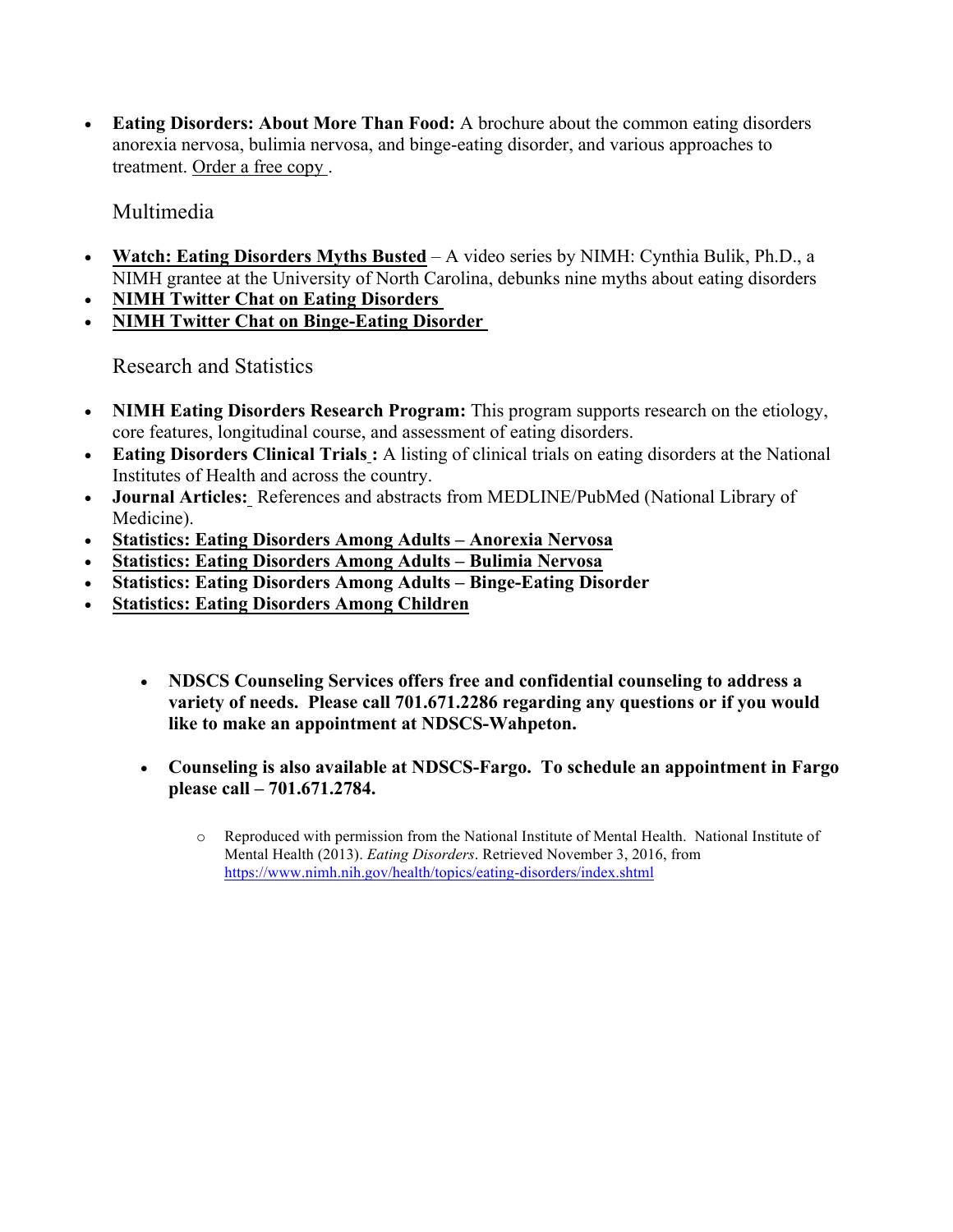- **Eating Disorders: About More Than Food:** A brochure about the common eating disorders anorexia nervosa, bulimia nervosa, and binge-eating disorder, and various approaches to treatment. Order a free copy .

### Multimedia

- **Watch: Eating Disorders Myths Busted** – A video series by NIMH: Cynthia Bulik, Ph.D., a NIMH grantee at the University of North Carolina, debunks nine myths about eating disorders
- **NIMH Twitter Chat on Eating Disorders**
- **NIMH Twitter Chat on Binge-Eating Disorder**

### Research and Statistics

- **NIMH Eating Disorders Research Program:** This program supports research on the etiology, core features, longitudinal course, and assessment of eating disorders.
- **Eating Disorders Clinical Trials :** A listing of clinical trials on eating disorders at the National Institutes of Health and across the country.
- **Journal Articles:** References and abstracts from MEDLINE/PubMed (National Library of Medicine).
- **Statistics: Eating Disorders Among Adults – Anorexia Nervosa**
- **Statistics: Eating Disorders Among Adults – Bulimia Nervosa**
- **Statistics: Eating Disorders Among Adults – Binge-Eating Disorder**
- **Statistics: Eating Disorders Among Children**

  - **NDSCS Counseling Services offers free and confidential counseling to address a variety of needs. Please call 701.671.2286 regarding any questions or if you would like to make an appointment at NDSCS-Wahpeton.**

  - **Counseling is also available at NDSCS-Fargo. To schedule an appointment in Fargo please call – 701.671.2784.**

    - Reproduced with permission from the National Institute of Mental Health. National Institute of Mental Health (2013). *Eating Disorders*. Retrieved November 3, 2016, from https://www.nimh.nih.gov/health/topics/eating-disorders/index.shtml